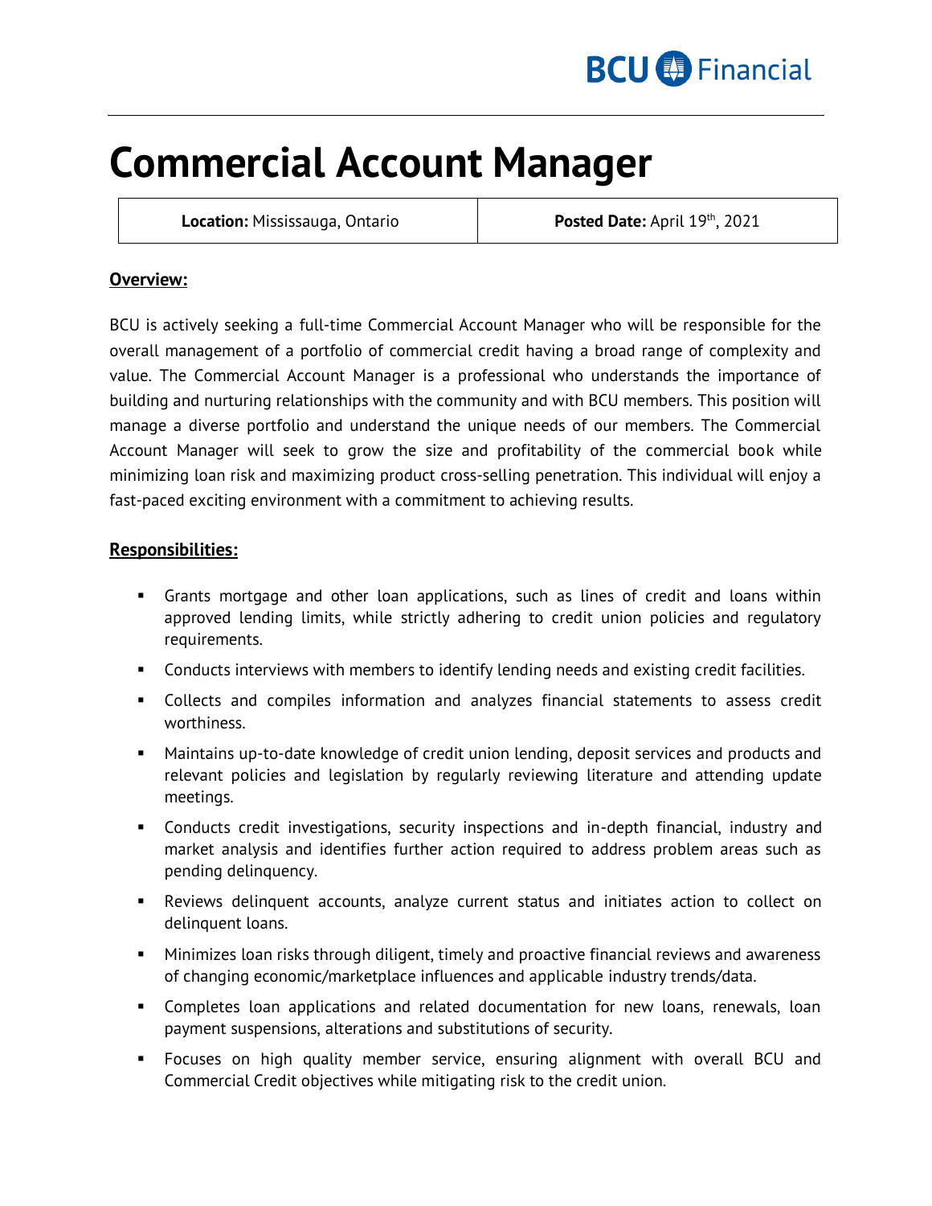BCU Financial

# Commercial Account Manager

| **Location:** Mississauga, Ontario | **Posted Date:** April 19th, 2021 |
|---|---|

## Overview:

BCU is actively seeking a full-time Commercial Account Manager who will be responsible for the overall management of a portfolio of commercial credit having a broad range of complexity and value. The Commercial Account Manager is a professional who understands the importance of building and nurturing relationships with the community and with BCU members. This position will manage a diverse portfolio and understand the unique needs of our members. The Commercial Account Manager will seek to grow the size and profitability of the commercial book while minimizing loan risk and maximizing product cross-selling penetration. This individual will enjoy a fast-paced exciting environment with a commitment to achieving results.

## Responsibilities:

- Grants mortgage and other loan applications, such as lines of credit and loans within approved lending limits, while strictly adhering to credit union policies and regulatory requirements.
- Conducts interviews with members to identify lending needs and existing credit facilities.
- Collects and compiles information and analyzes financial statements to assess credit worthiness.
- Maintains up-to-date knowledge of credit union lending, deposit services and products and relevant policies and legislation by regularly reviewing literature and attending update meetings.
- Conducts credit investigations, security inspections and in-depth financial, industry and market analysis and identifies further action required to address problem areas such as pending delinquency.
- Reviews delinquent accounts, analyze current status and initiates action to collect on delinquent loans.
- Minimizes loan risks through diligent, timely and proactive financial reviews and awareness of changing economic/marketplace influences and applicable industry trends/data.
- Completes loan applications and related documentation for new loans, renewals, loan payment suspensions, alterations and substitutions of security.
- Focuses on high quality member service, ensuring alignment with overall BCU and Commercial Credit objectives while mitigating risk to the credit union.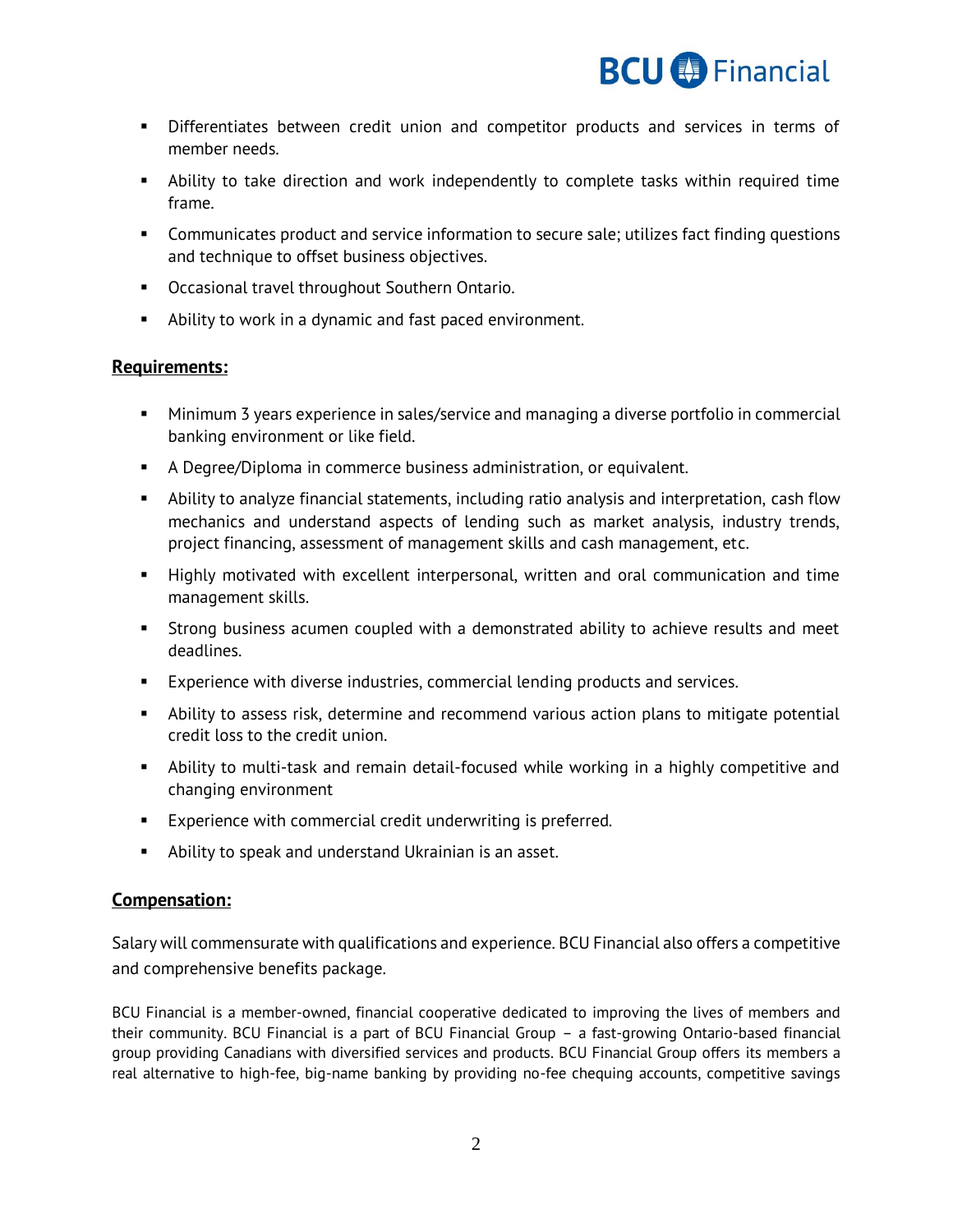- Differentiates between credit union and competitor products and services in terms of member needs.
- Ability to take direction and work independently to complete tasks within required time frame.
- Communicates product and service information to secure sale; utilizes fact finding questions and technique to offset business objectives.
- Occasional travel throughout Southern Ontario.
- Ability to work in a dynamic and fast paced environment.

**Requirements:**

- Minimum 3 years experience in sales/service and managing a diverse portfolio in commercial banking environment or like field.
- A Degree/Diploma in commerce business administration, or equivalent.
- Ability to analyze financial statements, including ratio analysis and interpretation, cash flow mechanics and understand aspects of lending such as market analysis, industry trends, project financing, assessment of management skills and cash management, etc.
- Highly motivated with excellent interpersonal, written and oral communication and time management skills.
- Strong business acumen coupled with a demonstrated ability to achieve results and meet deadlines.
- Experience with diverse industries, commercial lending products and services.
- Ability to assess risk, determine and recommend various action plans to mitigate potential credit loss to the credit union.
- Ability to multi-task and remain detail-focused while working in a highly competitive and changing environment
- Experience with commercial credit underwriting is preferred.
- Ability to speak and understand Ukrainian is an asset.

**Compensation:**

Salary will commensurate with qualifications and experience. BCU Financial also offers a competitive and comprehensive benefits package.

BCU Financial is a member-owned, financial cooperative dedicated to improving the lives of members and their community. BCU Financial is a part of BCU Financial Group – a fast-growing Ontario-based financial group providing Canadians with diversified services and products. BCU Financial Group offers its members a real alternative to high-fee, big-name banking by providing no-fee chequing accounts, competitive savings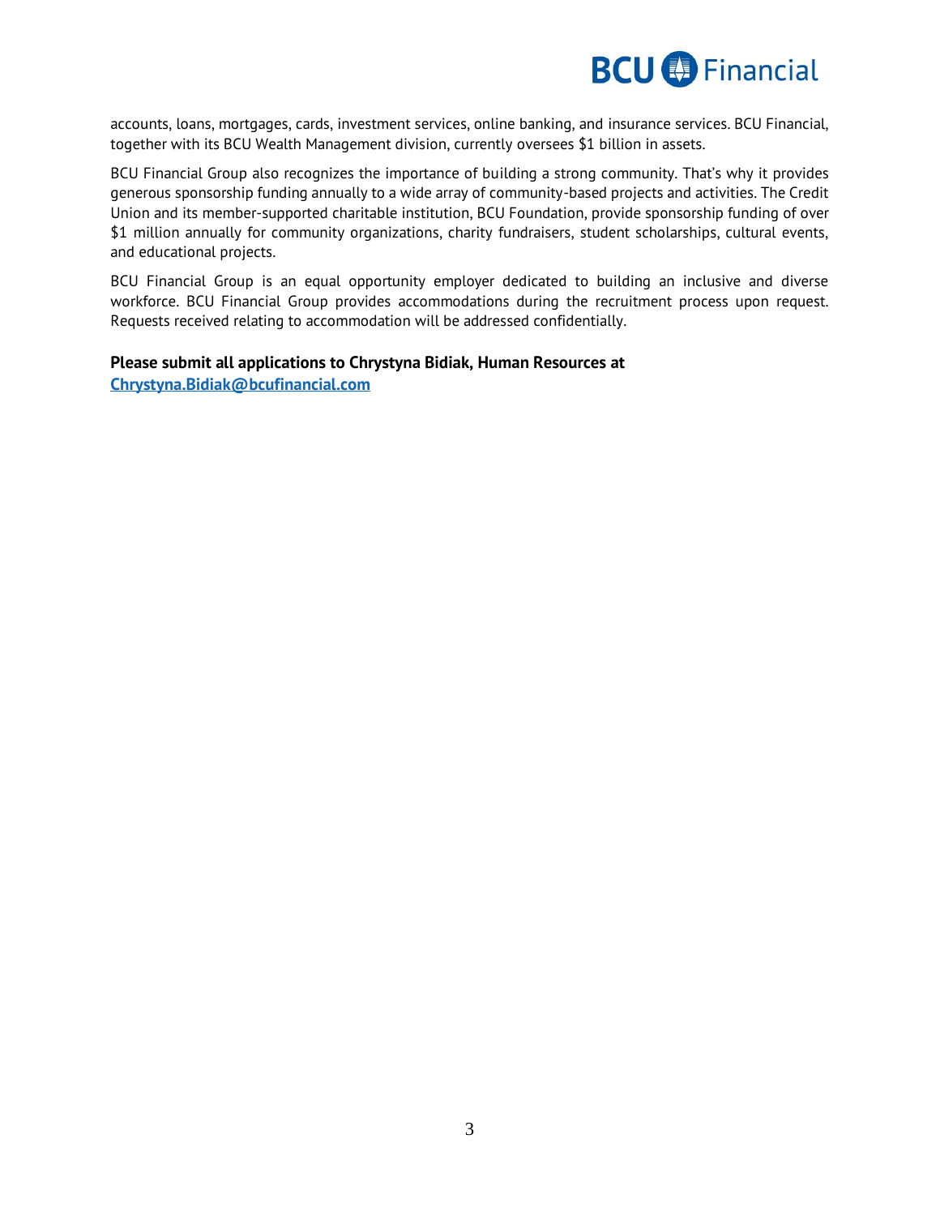accounts, loans, mortgages, cards, investment services, online banking, and insurance services. BCU Financial, together with its BCU Wealth Management division, currently oversees $1 billion in assets.

BCU Financial Group also recognizes the importance of building a strong community. That's why it provides generous sponsorship funding annually to a wide array of community-based projects and activities. The Credit Union and its member-supported charitable institution, BCU Foundation, provide sponsorship funding of over $1 million annually for community organizations, charity fundraisers, student scholarships, cultural events, and educational projects.

BCU Financial Group is an equal opportunity employer dedicated to building an inclusive and diverse workforce. BCU Financial Group provides accommodations during the recruitment process upon request. Requests received relating to accommodation will be addressed confidentially.

**Please submit all applications to Chrystyna Bidiak, Human Resources at**
**Chrystyna.Bidiak@bcufinancial.com**